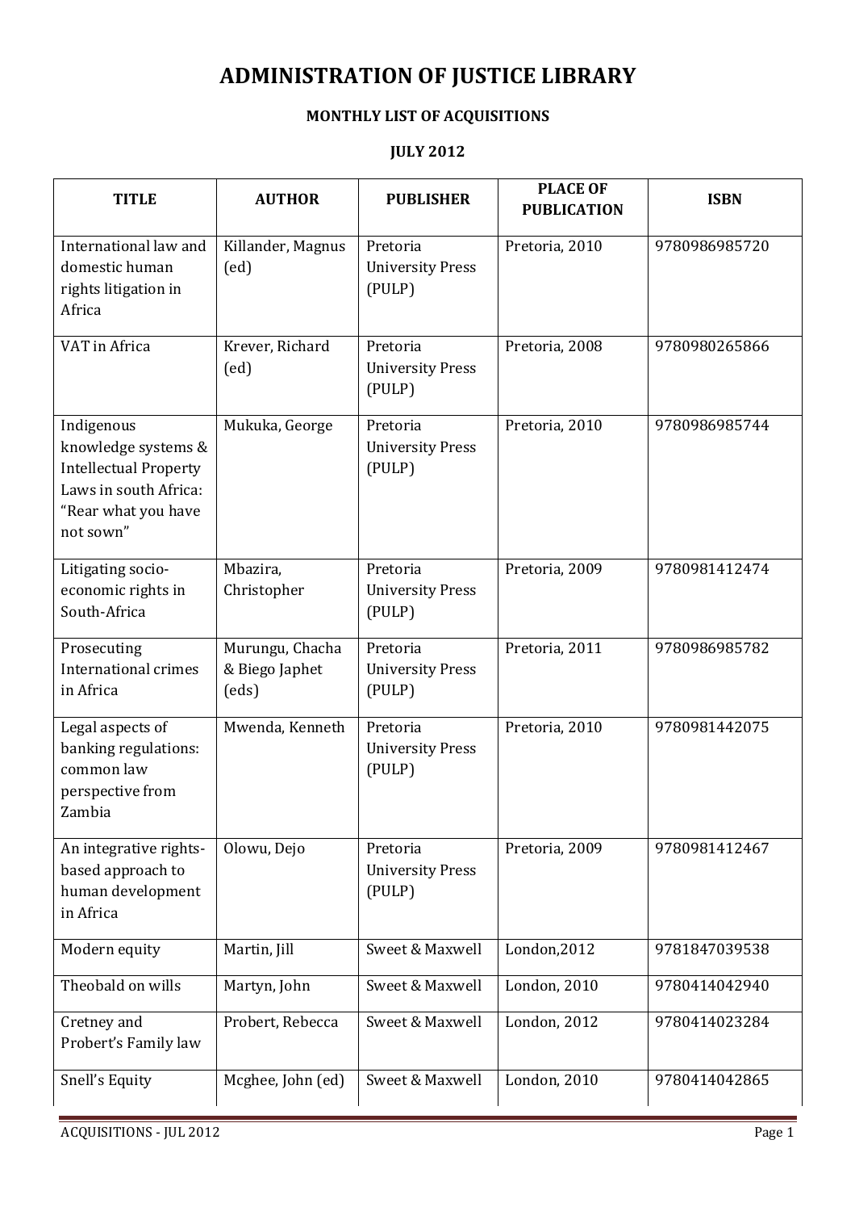# ADMINISTRATION OF JUSTICE LIBRARY

## MONTHLY LIST OF ACQUISITIONS

### JULY 2012

| TITLE | AUTHOR | PUBLISHER | PLACE OF PUBLICATION | ISBN |
|---|---|---|---|---|
| International law and domestic human rights litigation in Africa | Killander, Magnus (ed) | Pretoria University Press (PULP) | Pretoria, 2010 | 9780986985720 |
| VAT in Africa | Krever, Richard (ed) | Pretoria University Press (PULP) | Pretoria, 2008 | 9780980265866 |
| Indigenous knowledge systems & Intellectual Property Laws in south Africa: "Rear what you have not sown" | Mukuka, George | Pretoria University Press (PULP) | Pretoria, 2010 | 9780986985744 |
| Litigating socio-economic rights in South-Africa | Mbazira, Christopher | Pretoria University Press (PULP) | Pretoria, 2009 | 9780981412474 |
| Prosecuting International crimes in Africa | Murungu, Chacha & Biego Japhet (eds) | Pretoria University Press (PULP) | Pretoria, 2011 | 9780986985782 |
| Legal aspects of banking regulations: common law perspective from Zambia | Mwenda, Kenneth | Pretoria University Press (PULP) | Pretoria, 2010 | 9780981442075 |
| An integrative rights-based approach to human development in Africa | Olowu, Dejo | Pretoria University Press (PULP) | Pretoria, 2009 | 9780981412467 |
| Modern equity | Martin, Jill | Sweet & Maxwell | London,2012 | 9781847039538 |
| Theobald on wills | Martyn, John | Sweet & Maxwell | London, 2010 | 9780414042940 |
| Cretney and Probert's Family law | Probert, Rebecca | Sweet & Maxwell | London, 2012 | 9780414023284 |
| Snell's Equity | Mcghee, John (ed) | Sweet & Maxwell | London, 2010 | 9780414042865 |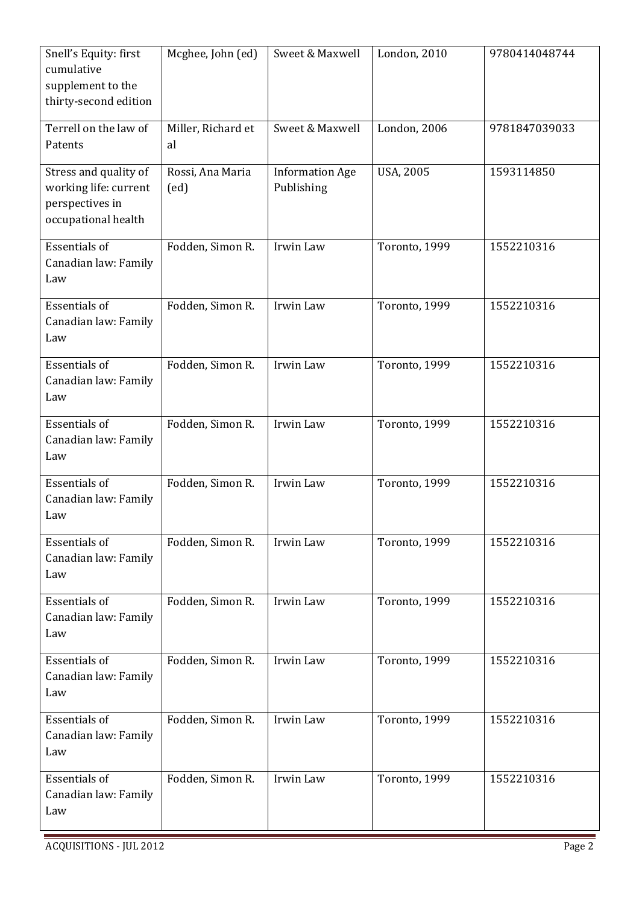| Snell's Equity: first cumulative supplement to the thirty-second edition | Mcghee, John (ed) | Sweet & Maxwell | London, 2010 | 9780414048744 |
|---|---|---|---|---|
| Terrell on the law of Patents | Miller, Richard et al | Sweet & Maxwell | London, 2006 | 9781847039033 |
| Stress and quality of working life: current perspectives in occupational health | Rossi, Ana Maria (ed) | Information Age Publishing | USA, 2005 | 1593114850 |
| Essentials of Canadian law: Family Law | Fodden, Simon R. | Irwin Law | Toronto, 1999 | 1552210316 |
| Essentials of Canadian law: Family Law | Fodden, Simon R. | Irwin Law | Toronto, 1999 | 1552210316 |
| Essentials of Canadian law: Family Law | Fodden, Simon R. | Irwin Law | Toronto, 1999 | 1552210316 |
| Essentials of Canadian law: Family Law | Fodden, Simon R. | Irwin Law | Toronto, 1999 | 1552210316 |
| Essentials of Canadian law: Family Law | Fodden, Simon R. | Irwin Law | Toronto, 1999 | 1552210316 |
| Essentials of Canadian law: Family Law | Fodden, Simon R. | Irwin Law | Toronto, 1999 | 1552210316 |
| Essentials of Canadian law: Family Law | Fodden, Simon R. | Irwin Law | Toronto, 1999 | 1552210316 |
| Essentials of Canadian law: Family Law | Fodden, Simon R. | Irwin Law | Toronto, 1999 | 1552210316 |
| Essentials of Canadian law: Family Law | Fodden, Simon R. | Irwin Law | Toronto, 1999 | 1552210316 |
| Essentials of Canadian law: Family Law | Fodden, Simon R. | Irwin Law | Toronto, 1999 | 1552210316 |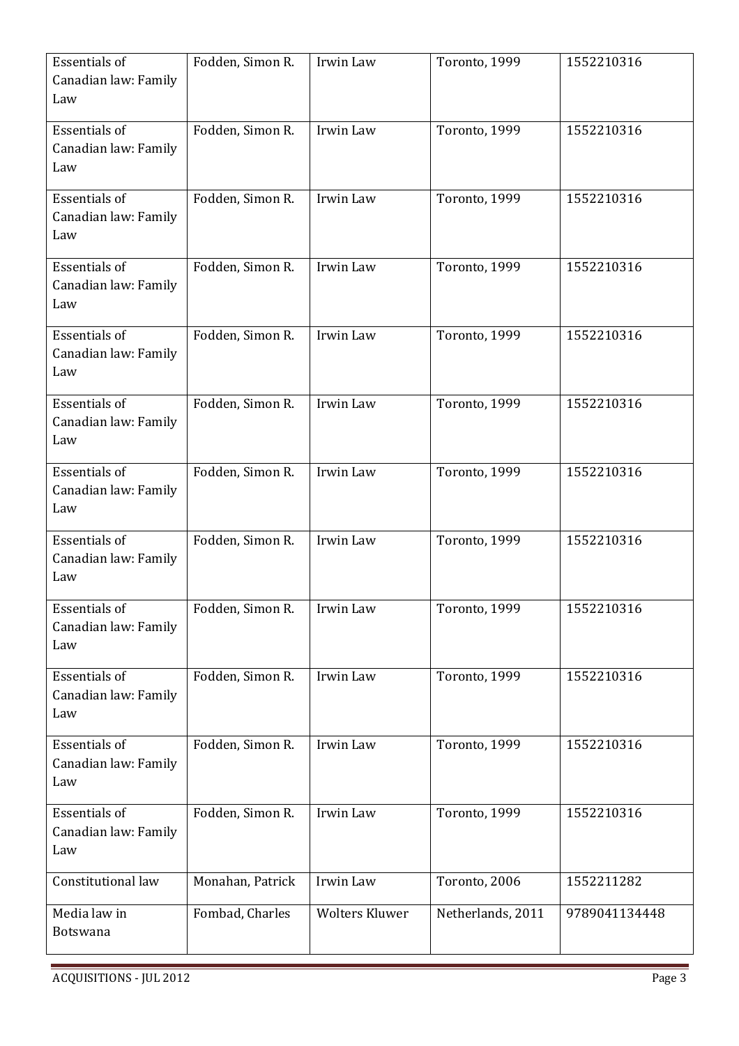| Essentials of Canadian law: Family Law | Fodden, Simon R. | Irwin Law | Toronto, 1999 | 1552210316 |
|---|---|---|---|---|
| Essentials of Canadian law: Family Law | Fodden, Simon R. | Irwin Law | Toronto, 1999 | 1552210316 |
| Essentials of Canadian law: Family Law | Fodden, Simon R. | Irwin Law | Toronto, 1999 | 1552210316 |
| Essentials of Canadian law: Family Law | Fodden, Simon R. | Irwin Law | Toronto, 1999 | 1552210316 |
| Essentials of Canadian law: Family Law | Fodden, Simon R. | Irwin Law | Toronto, 1999 | 1552210316 |
| Essentials of Canadian law: Family Law | Fodden, Simon R. | Irwin Law | Toronto, 1999 | 1552210316 |
| Essentials of Canadian law: Family Law | Fodden, Simon R. | Irwin Law | Toronto, 1999 | 1552210316 |
| Essentials of Canadian law: Family Law | Fodden, Simon R. | Irwin Law | Toronto, 1999 | 1552210316 |
| Essentials of Canadian law: Family Law | Fodden, Simon R. | Irwin Law | Toronto, 1999 | 1552210316 |
| Essentials of Canadian law: Family Law | Fodden, Simon R. | Irwin Law | Toronto, 1999 | 1552210316 |
| Essentials of Canadian law: Family Law | Fodden, Simon R. | Irwin Law | Toronto, 1999 | 1552210316 |
| Essentials of Canadian law: Family Law | Fodden, Simon R. | Irwin Law | Toronto, 1999 | 1552210316 |
| Constitutional law | Monahan, Patrick | Irwin Law | Toronto, 2006 | 1552211282 |
| Media law in Botswana | Fombad, Charles | Wolters Kluwer | Netherlands, 2011 | 9789041134448 |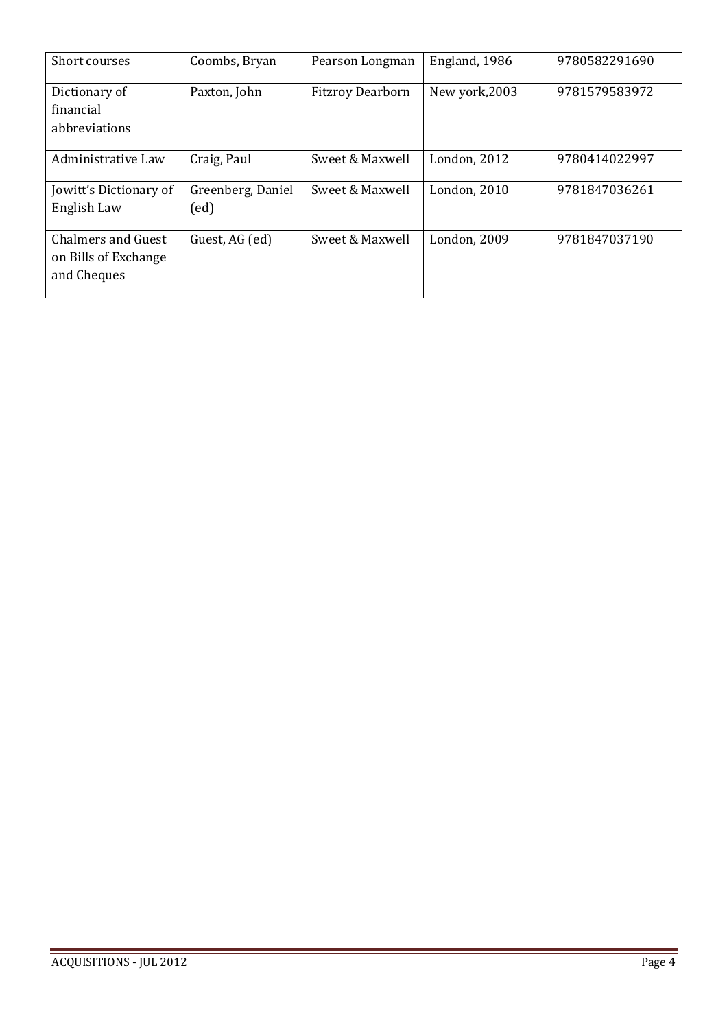| | | | | |
|---|---|---|---|---|
| Short courses | Coombs, Bryan | Pearson Longman | England, 1986 | 9780582291690 |
| Dictionary of financial abbreviations | Paxton, John | Fitzroy Dearborn | New york,2003 | 9781579583972 |
| Administrative Law | Craig, Paul | Sweet & Maxwell | London, 2012 | 9780414022997 |
| Jowitt's Dictionary of English Law | Greenberg, Daniel (ed) | Sweet & Maxwell | London, 2010 | 9781847036261 |
| Chalmers and Guest on Bills of Exchange and Cheques | Guest, AG (ed) | Sweet & Maxwell | London, 2009 | 9781847037190 |